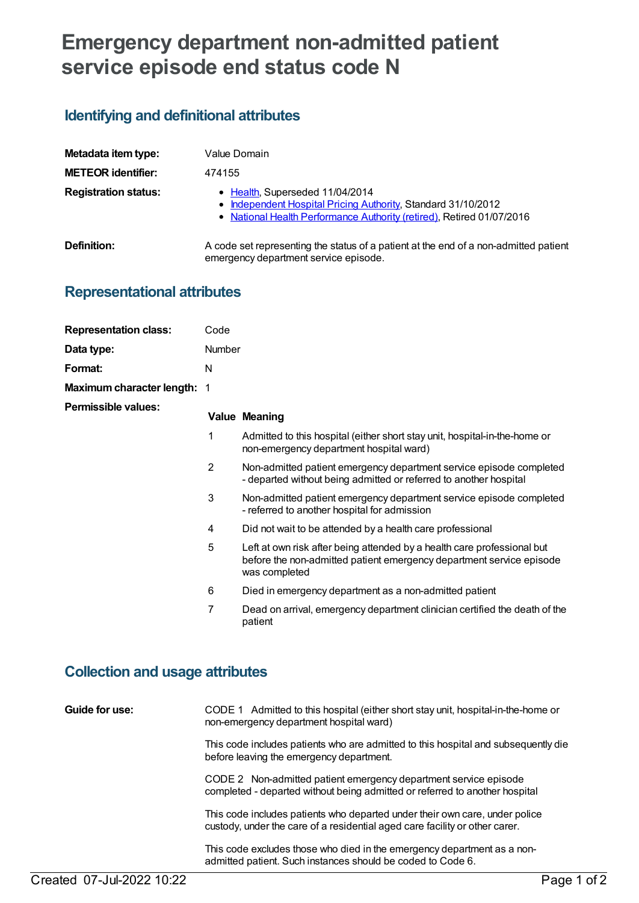# Emergency department non-admitted patient service episode end status code N

## Identifying and definitional attributes

| | |
|---|---|
| **Metadata item type:** | Value Domain |
| **METEOR identifier:** | 474155 |
| **Registration status:** | • Health, Superseded 11/04/2014<br>• Independent Hospital Pricing Authority, Standard 31/10/2012<br>• National Health Performance Authority (retired), Retired 01/07/2016 |
| **Definition:** | A code set representing the status of a patient at the end of a non-admitted patient emergency department service episode. |

## Representational attributes

| | |
|---|---|
| **Representation class:** | Code |
| **Data type:** | Number |
| **Format:** | N |
| **Maximum character length:** | 1 |

**Permissible values:**

| Value | Meaning |
|---|---|
| 1 | Admitted to this hospital (either short stay unit, hospital-in-the-home or non-emergency department hospital ward) |
| 2 | Non-admitted patient emergency department service episode completed - departed without being admitted or referred to another hospital |
| 3 | Non-admitted patient emergency department service episode completed - referred to another hospital for admission |
| 4 | Did not wait to be attended by a health care professional |
| 5 | Left at own risk after being attended by a health care professional but before the non-admitted patient emergency department service episode was completed |
| 6 | Died in emergency department as a non-admitted patient |
| 7 | Dead on arrival, emergency department clinician certified the death of the patient |

## Collection and usage attributes

**Guide for use:**

CODE 1 Admitted to this hospital (either short stay unit, hospital-in-the-home or non-emergency department hospital ward)

This code includes patients who are admitted to this hospital and subsequently die before leaving the emergency department.

CODE 2 Non-admitted patient emergency department service episode completed - departed without being admitted or referred to another hospital

This code includes patients who departed under their own care, under police custody, under the care of a residential aged care facility or other carer.

This code excludes those who died in the emergency department as a non-admitted patient. Such instances should be coded to Code 6.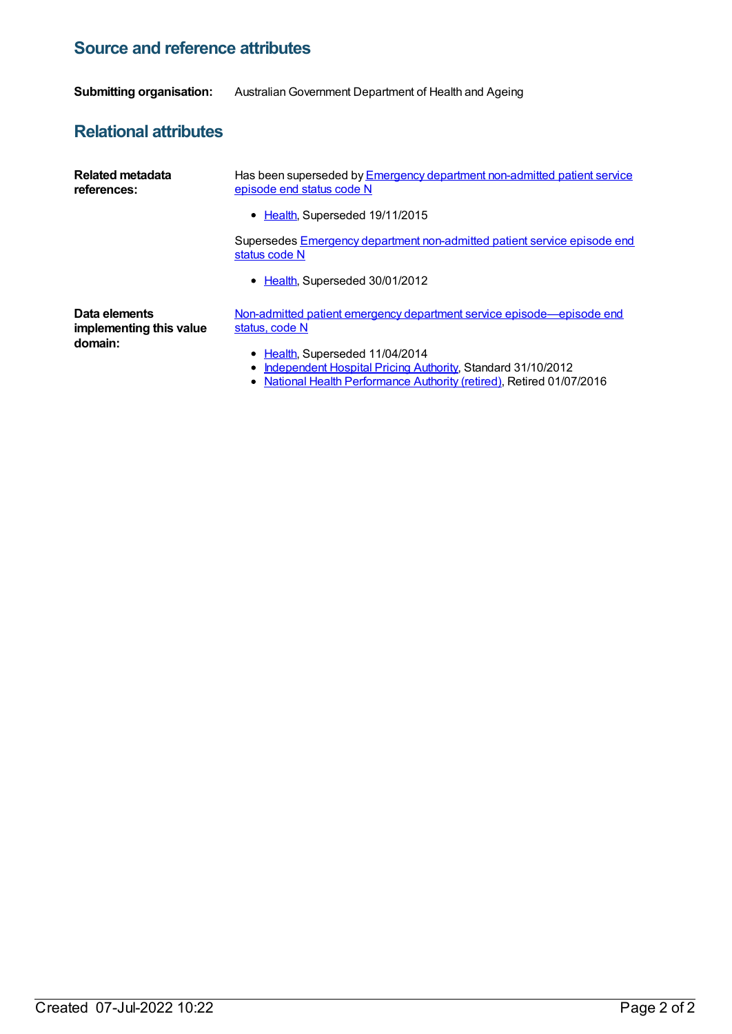## Source and reference attributes

**Submitting organisation:** Australian Government Department of Health and Ageing

## Relational attributes

**Related metadata references:**

Has been superseded by Emergency department non-admitted patient service episode end status code N

- Health, Superseded 19/11/2015

Supersedes Emergency department non-admitted patient service episode end status code N

- Health, Superseded 30/01/2012

**Data elements implementing this value domain:**

Non-admitted patient emergency department service episode—episode end status, code N

- Health, Superseded 11/04/2014
- Independent Hospital Pricing Authority, Standard 31/10/2012
- National Health Performance Authority (retired), Retired 01/07/2016